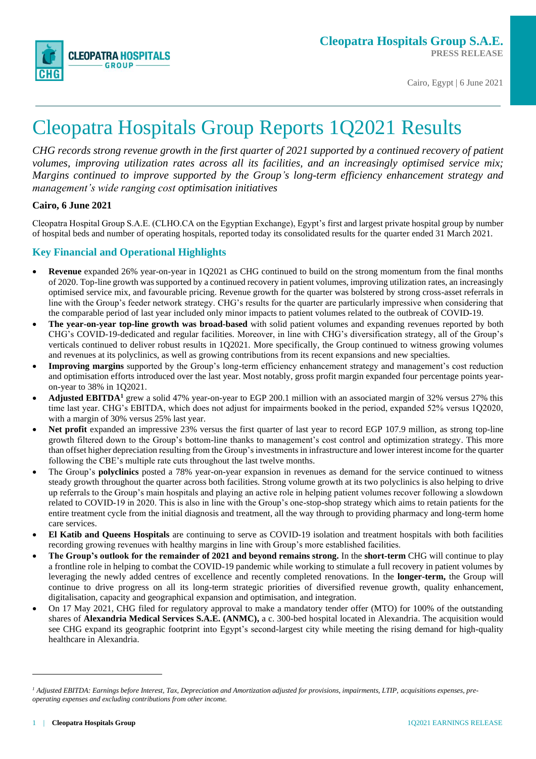**Cleopatra Hospitals Group S.A.E.**
**PRESS RELEASE**

Cairo, Egypt | 6 June 2021

# Cleopatra Hospitals Group Reports 1Q2021 Results

*CHG records strong revenue growth in the first quarter of 2021 supported by a continued recovery of patient volumes, improving utilization rates across all its facilities, and an increasingly optimised service mix; Margins continued to improve supported by the Group's long-term efficiency enhancement strategy and management's wide ranging cost optimisation initiatives*

**Cairo, 6 June 2021**

Cleopatra Hospital Group S.A.E. (CLHO.CA on the Egyptian Exchange), Egypt's first and largest private hospital group by number of hospital beds and number of operating hospitals, reported today its consolidated results for the quarter ended 31 March 2021.

## Key Financial and Operational Highlights

- **Revenue** expanded 26% year-on-year in 1Q2021 as CHG continued to build on the strong momentum from the final months of 2020. Top-line growth was supported by a continued recovery in patient volumes, improving utilization rates, an increasingly optimised service mix, and favourable pricing. Revenue growth for the quarter was bolstered by strong cross-asset referrals in line with the Group's feeder network strategy. CHG's results for the quarter are particularly impressive when considering that the comparable period of last year included only minor impacts to patient volumes related to the outbreak of COVID-19.
- **The year-on-year top-line growth was broad-based** with solid patient volumes and expanding revenues reported by both CHG's COVID-19-dedicated and regular facilities. Moreover, in line with CHG's diversification strategy, all of the Group's verticals continued to deliver robust results in 1Q2021. More specifically, the Group continued to witness growing volumes and revenues at its polyclinics, as well as growing contributions from its recent expansions and new specialties.
- **Improving margins** supported by the Group's long-term efficiency enhancement strategy and management's cost reduction and optimisation efforts introduced over the last year. Most notably, gross profit margin expanded four percentage points year-on-year to 38% in 1Q2021.
- **Adjusted EBITDA**[1] grew a solid 47% year-on-year to EGP 200.1 million with an associated margin of 32% versus 27% this time last year. CHG's EBITDA, which does not adjust for impairments booked in the period, expanded 52% versus 1Q2020, with a margin of 30% versus 25% last year.
- **Net profit** expanded an impressive 23% versus the first quarter of last year to record EGP 107.9 million, as strong top-line growth filtered down to the Group's bottom-line thanks to management's cost control and optimization strategy. This more than offset higher depreciation resulting from the Group's investments in infrastructure and lower interest income for the quarter following the CBE's multiple rate cuts throughout the last twelve months.
- The Group's **polyclinics** posted a 78% year-on-year expansion in revenues as demand for the service continued to witness steady growth throughout the quarter across both facilities. Strong volume growth at its two polyclinics is also helping to drive up referrals to the Group's main hospitals and playing an active role in helping patient volumes recover following a slowdown related to COVID-19 in 2020. This is also in line with the Group's one-stop-shop strategy which aims to retain patients for the entire treatment cycle from the initial diagnosis and treatment, all the way through to providing pharmacy and long-term home care services.
- **El Katib and Queens Hospitals** are continuing to serve as COVID-19 isolation and treatment hospitals with both facilities recording growing revenues with healthy margins in line with Group's more established facilities.
- **The Group's outlook for the remainder of 2021 and beyond remains strong.** In the **short-term** CHG will continue to play a frontline role in helping to combat the COVID-19 pandemic while working to stimulate a full recovery in patient volumes by leveraging the newly added centres of excellence and recently completed renovations. In the **longer-term,** the Group will continue to drive progress on all its long-term strategic priorities of diversified revenue growth, quality enhancement, digitalisation, capacity and geographical expansion and optimisation, and integration.
- On 17 May 2021, CHG filed for regulatory approval to make a mandatory tender offer (MTO) for 100% of the outstanding shares of **Alexandria Medical Services S.A.E. (ANMC),** a c. 300-bed hospital located in Alexandria. The acquisition would see CHG expand its geographic footprint into Egypt's second-largest city while meeting the rising demand for high-quality healthcare in Alexandria.

---

[1] *Adjusted EBITDA: Earnings before Interest, Tax, Depreciation and Amortization adjusted for provisions, impairments, LTIP, acquisitions expenses, pre-operating expenses and excluding contributions from other income.*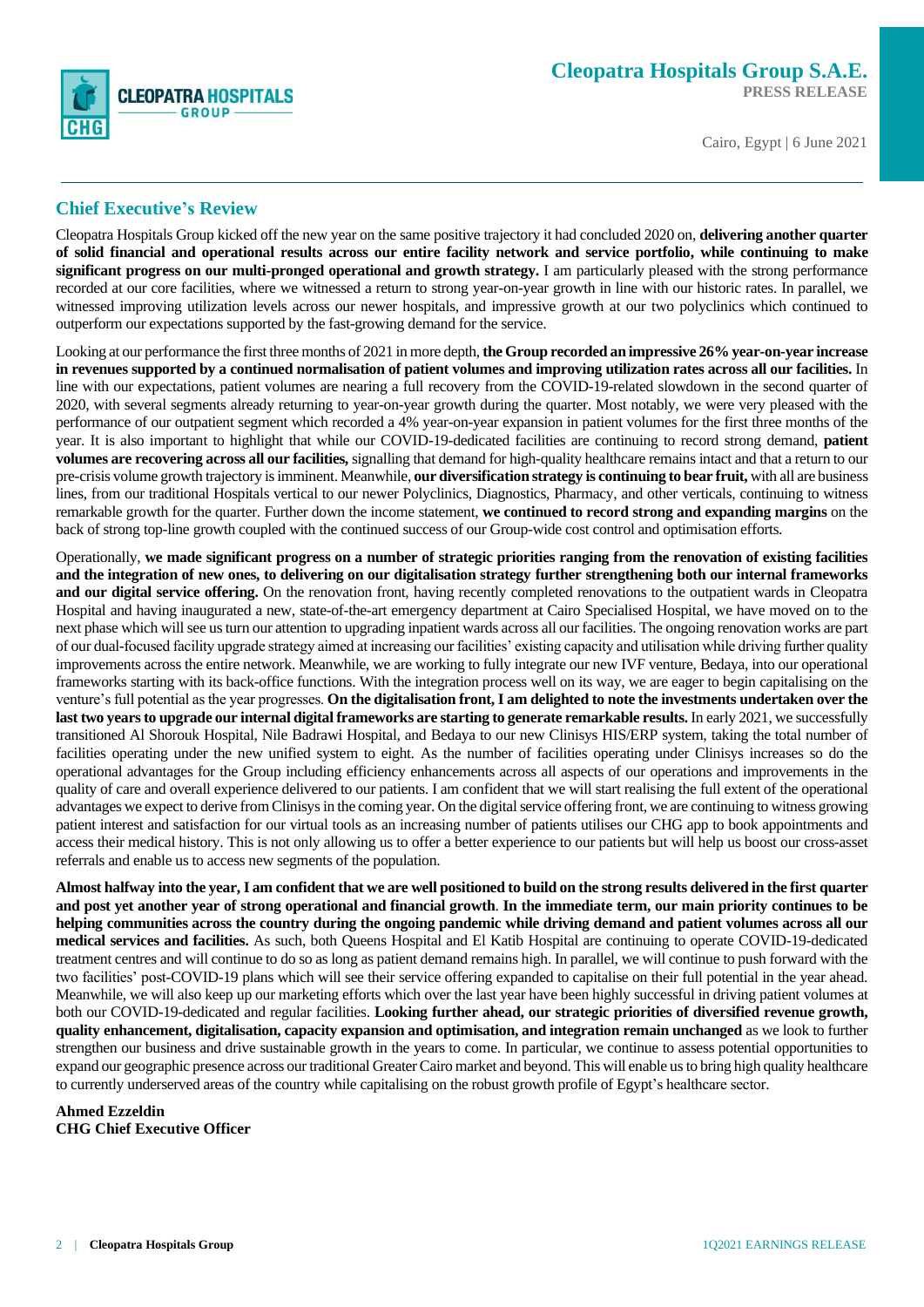## Chief Executive's Review

Cleopatra Hospitals Group kicked off the new year on the same positive trajectory it had concluded 2020 on, **delivering another quarter of solid financial and operational results across our entire facility network and service portfolio, while continuing to make significant progress on our multi-pronged operational and growth strategy.** I am particularly pleased with the strong performance recorded at our core facilities, where we witnessed a return to strong year-on-year growth in line with our historic rates. In parallel, we witnessed improving utilization levels across our newer hospitals, and impressive growth at our two polyclinics which continued to outperform our expectations supported by the fast-growing demand for the service.

Looking at our performance the first three months of 2021 in more depth, **the Group recorded an impressive 26% year-on-year increase in revenues supported by a continued normalisation of patient volumes and improving utilization rates across all our facilities.** In line with our expectations, patient volumes are nearing a full recovery from the COVID-19-related slowdown in the second quarter of 2020, with several segments already returning to year-on-year growth during the quarter. Most notably, we were very pleased with the performance of our outpatient segment which recorded a 4% year-on-year expansion in patient volumes for the first three months of the year. It is also important to highlight that while our COVID-19-dedicated facilities are continuing to record strong demand, **patient volumes are recovering across all our facilities,** signalling that demand for high-quality healthcare remains intact and that a return to our pre-crisis volume growth trajectory is imminent. Meanwhile, **our diversification strategy is continuing to bear fruit,** with all are business lines, from our traditional Hospitals vertical to our newer Polyclinics, Diagnostics, Pharmacy, and other verticals, continuing to witness remarkable growth for the quarter. Further down the income statement, **we continued to record strong and expanding margins** on the back of strong top-line growth coupled with the continued success of our Group-wide cost control and optimisation efforts.

Operationally, **we made significant progress on a number of strategic priorities ranging from the renovation of existing facilities and the integration of new ones, to delivering on our digitalisation strategy further strengthening both our internal frameworks and our digital service offering.** On the renovation front, having recently completed renovations to the outpatient wards in Cleopatra Hospital and having inaugurated a new, state-of-the-art emergency department at Cairo Specialised Hospital, we have moved on to the next phase which will see us turn our attention to upgrading inpatient wards across all our facilities. The ongoing renovation works are part of our dual-focused facility upgrade strategy aimed at increasing our facilities' existing capacity and utilisation while driving further quality improvements across the entire network. Meanwhile, we are working to fully integrate our new IVF venture, Bedaya, into our operational frameworks starting with its back-office functions. With the integration process well on its way, we are eager to begin capitalising on the venture's full potential as the year progresses. **On the digitalisation front, I am delighted to note the investments undertaken over the last two years to upgrade our internal digital frameworks are starting to generate remarkable results.** In early 2021, we successfully transitioned Al Shorouk Hospital, Nile Badrawi Hospital, and Bedaya to our new Clinisys HIS/ERP system, taking the total number of facilities operating under the new unified system to eight. As the number of facilities operating under Clinisys increases so do the operational advantages for the Group including efficiency enhancements across all aspects of our operations and improvements in the quality of care and overall experience delivered to our patients. I am confident that we will start realising the full extent of the operational advantages we expect to derive from Clinisys in the coming year. On the digital service offering front, we are continuing to witness growing patient interest and satisfaction for our virtual tools as an increasing number of patients utilises our CHG app to book appointments and access their medical history. This is not only allowing us to offer a better experience to our patients but will help us boost our cross-asset referrals and enable us to access new segments of the population.

**Almost halfway into the year, I am confident that we are well positioned to build on the strong results delivered in the first quarter and post yet another year of strong operational and financial growth**. **In the immediate term, our main priority continues to be helping communities across the country during the ongoing pandemic while driving demand and patient volumes across all our medical services and facilities.** As such, both Queens Hospital and El Katib Hospital are continuing to operate COVID-19-dedicated treatment centres and will continue to do so as long as patient demand remains high. In parallel, we will continue to push forward with the two facilities' post-COVID-19 plans which will see their service offering expanded to capitalise on their full potential in the year ahead. Meanwhile, we will also keep up our marketing efforts which over the last year have been highly successful in driving patient volumes at both our COVID-19-dedicated and regular facilities. **Looking further ahead, our strategic priorities of diversified revenue growth, quality enhancement, digitalisation, capacity expansion and optimisation, and integration remain unchanged** as we look to further strengthen our business and drive sustainable growth in the years to come. In particular, we continue to assess potential opportunities to expand our geographic presence across our traditional Greater Cairo market and beyond. This will enable us to bring high quality healthcare to currently underserved areas of the country while capitalising on the robust growth profile of Egypt's healthcare sector.

**Ahmed Ezzeldin**
**CHG Chief Executive Officer**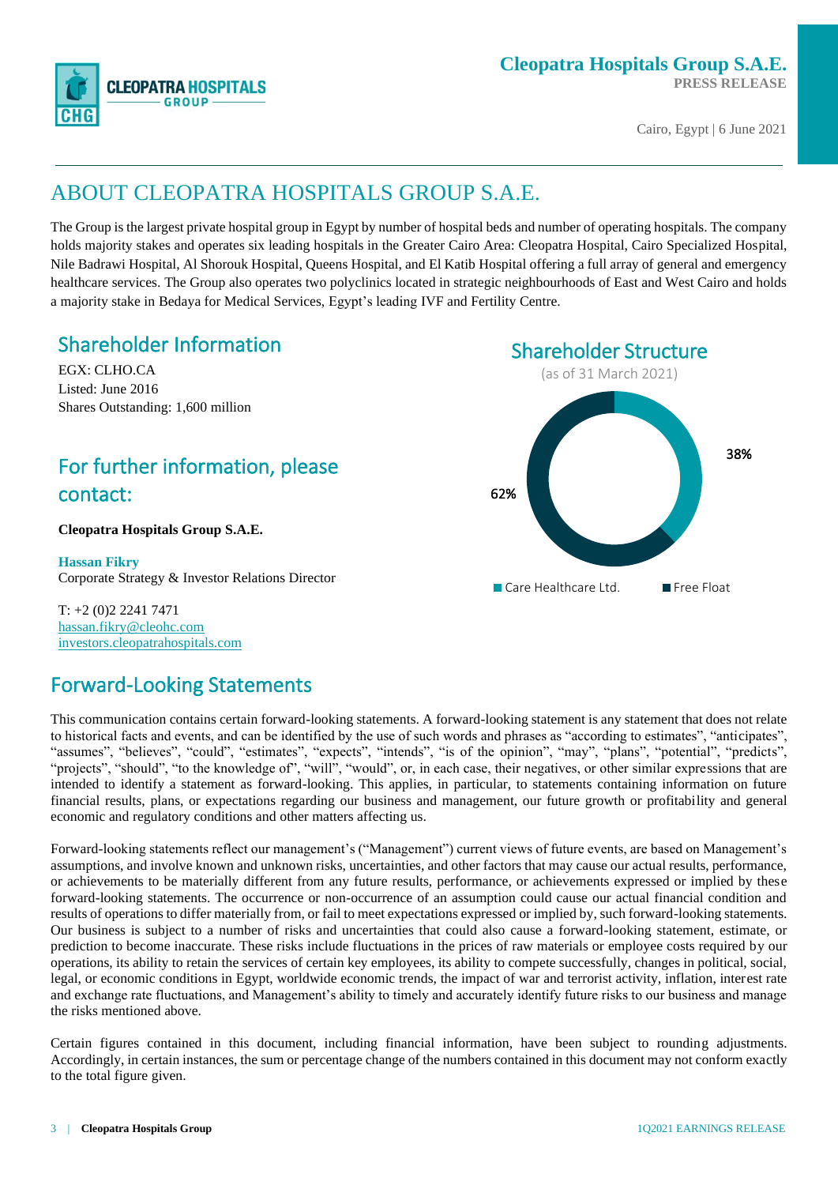# ABOUT CLEOPATRA HOSPITALS GROUP S.A.E.

The Group is the largest private hospital group in Egypt by number of hospital beds and number of operating hospitals. The company holds majority stakes and operates six leading hospitals in the Greater Cairo Area: Cleopatra Hospital, Cairo Specialized Hospital, Nile Badrawi Hospital, Al Shorouk Hospital, Queens Hospital, and El Katib Hospital offering a full array of general and emergency healthcare services. The Group also operates two polyclinics located in strategic neighbourhoods of East and West Cairo and holds a majority stake in Bedaya for Medical Services, Egypt's leading IVF and Fertility Centre.

## Shareholder Information

EGX: CLHO.CA
Listed: June 2016
Shares Outstanding: 1,600 million

## Shareholder Structure

(as of 31 March 2021)

| Shareholder | Share |
|---|---|
| Care Healthcare Ltd. | 38% |
| Free Float | 62% |

## For further information, please contact:

**Cleopatra Hospitals Group S.A.E.**

**Hassan Fikry**
Corporate Strategy & Investor Relations Director

T: +2 (0)2 2241 7471
hassan.fikry@cleohc.com
investors.cleopatrahospitals.com

## Forward-Looking Statements

This communication contains certain forward-looking statements. A forward-looking statement is any statement that does not relate to historical facts and events, and can be identified by the use of such words and phrases as "according to estimates", "anticipates", "assumes", "believes", "could", "estimates", "expects", "intends", "is of the opinion", "may", "plans", "potential", "predicts", "projects", "should", "to the knowledge of", "will", "would", or, in each case, their negatives, or other similar expressions that are intended to identify a statement as forward-looking. This applies, in particular, to statements containing information on future financial results, plans, or expectations regarding our business and management, our future growth or profitability and general economic and regulatory conditions and other matters affecting us.

Forward-looking statements reflect our management's ("Management") current views of future events, are based on Management's assumptions, and involve known and unknown risks, uncertainties, and other factors that may cause our actual results, performance, or achievements to be materially different from any future results, performance, or achievements expressed or implied by these forward-looking statements. The occurrence or non-occurrence of an assumption could cause our actual financial condition and results of operations to differ materially from, or fail to meet expectations expressed or implied by, such forward-looking statements. Our business is subject to a number of risks and uncertainties that could also cause a forward-looking statement, estimate, or prediction to become inaccurate. These risks include fluctuations in the prices of raw materials or employee costs required by our operations, its ability to retain the services of certain key employees, its ability to compete successfully, changes in political, social, legal, or economic conditions in Egypt, worldwide economic trends, the impact of war and terrorist activity, inflation, interest rate and exchange rate fluctuations, and Management's ability to timely and accurately identify future risks to our business and manage the risks mentioned above.

Certain figures contained in this document, including financial information, have been subject to rounding adjustments. Accordingly, in certain instances, the sum or percentage change of the numbers contained in this document may not conform exactly to the total figure given.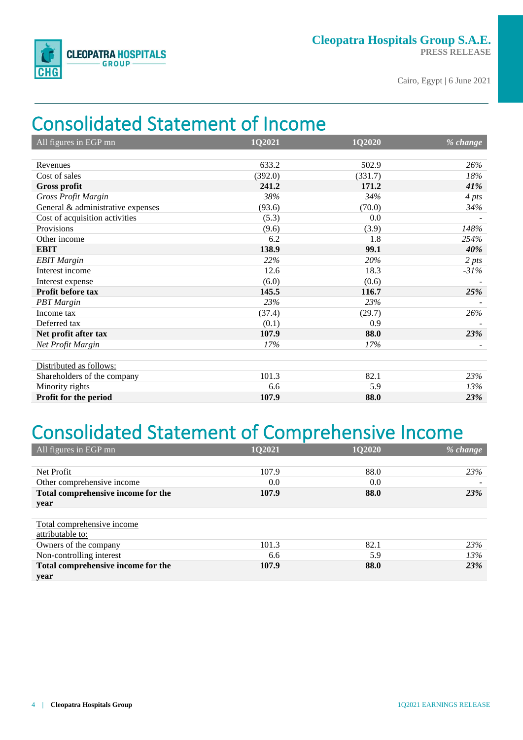# Consolidated Statement of Income

| All figures in EGP mn | 1Q2021 | 1Q2020 | *% change* |
|---|---|---|---|
| Revenues | 633.2 | 502.9 | *26%* |
| Cost of sales | (392.0) | (331.7) | *18%* |
| **Gross profit** | **241.2** | **171.2** | ***41%*** |
| *Gross Profit Margin* | *38%* | *34%* | *4 pts* |
| General & administrative expenses | (93.6) | (70.0) | *34%* |
| Cost of acquisition activities | (5.3) | 0.0 | - |
| Provisions | (9.6) | (3.9) | *148%* |
| Other income | 6.2 | 1.8 | *254%* |
| **EBIT** | **138.9** | **99.1** | ***40%*** |
| *EBIT Margin* | *22%* | *20%* | *2 pts* |
| Interest income | 12.6 | 18.3 | *-31%* |
| Interest expense | (6.0) | (0.6) | - |
| **Profit before tax** | **145.5** | **116.7** | ***25%*** |
| *PBT Margin* | *23%* | *23%* | - |
| Income tax | (37.4) | (29.7) | *26%* |
| Deferred tax | (0.1) | 0.9 | - |
| **Net profit after tax** | **107.9** | **88.0** | ***23%*** |
| *Net Profit Margin* | *17%* | *17%* | - |
| | | | |
| Distributed as follows: | | | |
| Shareholders of the company | 101.3 | 82.1 | *23%* |
| Minority rights | 6.6 | 5.9 | *13%* |
| **Profit for the period** | **107.9** | **88.0** | ***23%*** |

# Consolidated Statement of Comprehensive Income

| All figures in EGP mn | 1Q2021 | 1Q2020 | *% change* |
|---|---|---|---|
| Net Profit | 107.9 | 88.0 | *23%* |
| Other comprehensive income | 0.0 | 0.0 | - |
| **Total comprehensive income for the year** | **107.9** | **88.0** | ***23%*** |
| | | | |
| Total comprehensive income attributable to: | | | |
| Owners of the company | 101.3 | 82.1 | *23%* |
| Non-controlling interest | 6.6 | 5.9 | *13%* |
| **Total comprehensive income for the year** | **107.9** | **88.0** | ***23%*** |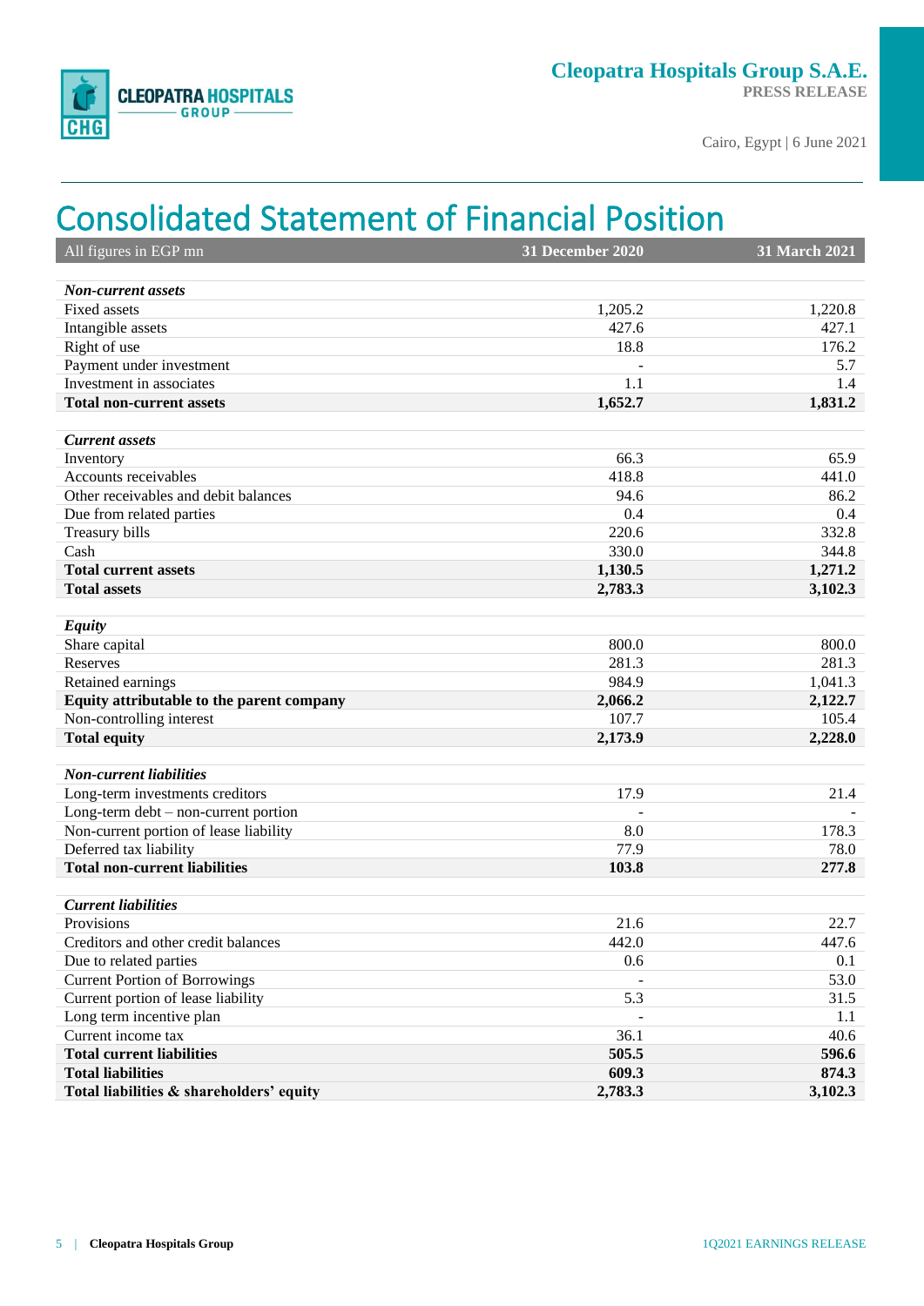# Consolidated Statement of Financial Position

| All figures in EGP mn | 31 December 2020 | 31 March 2021 |
|---|---|---|
| ***Non-current assets*** | | |
| Fixed assets | 1,205.2 | 1,220.8 |
| Intangible assets | 427.6 | 427.1 |
| Right of use | 18.8 | 176.2 |
| Payment under investment | - | 5.7 |
| Investment in associates | 1.1 | 1.4 |
| **Total non-current assets** | **1,652.7** | **1,831.2** |
| ***Current assets*** | | |
| Inventory | 66.3 | 65.9 |
| Accounts receivables | 418.8 | 441.0 |
| Other receivables and debit balances | 94.6 | 86.2 |
| Due from related parties | 0.4 | 0.4 |
| Treasury bills | 220.6 | 332.8 |
| Cash | 330.0 | 344.8 |
| **Total current assets** | **1,130.5** | **1,271.2** |
| **Total assets** | **2,783.3** | **3,102.3** |
| ***Equity*** | | |
| Share capital | 800.0 | 800.0 |
| Reserves | 281.3 | 281.3 |
| Retained earnings | 984.9 | 1,041.3 |
| **Equity attributable to the parent company** | **2,066.2** | **2,122.7** |
| Non-controlling interest | 107.7 | 105.4 |
| **Total equity** | **2,173.9** | **2,228.0** |
| ***Non-current liabilities*** | | |
| Long-term investments creditors | 17.9 | 21.4 |
| Long-term debt – non-current portion | - | - |
| Non-current portion of lease liability | 8.0 | 178.3 |
| Deferred tax liability | 77.9 | 78.0 |
| **Total non-current liabilities** | **103.8** | **277.8** |
| ***Current liabilities*** | | |
| Provisions | 21.6 | 22.7 |
| Creditors and other credit balances | 442.0 | 447.6 |
| Due to related parties | 0.6 | 0.1 |
| Current Portion of Borrowings | - | 53.0 |
| Current portion of lease liability | 5.3 | 31.5 |
| Long term incentive plan | - | 1.1 |
| Current income tax | 36.1 | 40.6 |
| **Total current liabilities** | **505.5** | **596.6** |
| **Total liabilities** | **609.3** | **874.3** |
| **Total liabilities & shareholders' equity** | **2,783.3** | **3,102.3** |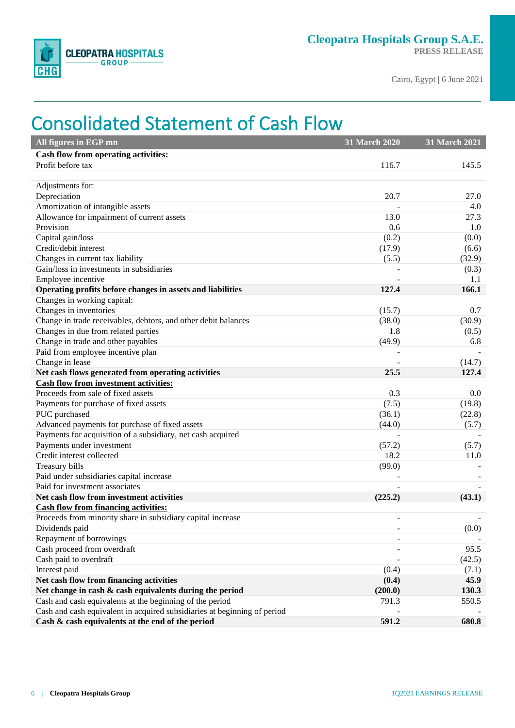# Consolidated Statement of Cash Flow

| All figures in EGP mn | 31 March 2020 | 31 March 2021 |
|---|---|---|
| **Cash flow from operating activities:** | | |
| Profit before tax | 116.7 | 145.5 |
| | | |
| Adjustments for: | | |
| Depreciation | 20.7 | 27.0 |
| Amortization of intangible assets | - | 4.0 |
| Allowance for impairment of current assets | 13.0 | 27.3 |
| Provision | 0.6 | 1.0 |
| Capital gain/loss | (0.2) | (0.0) |
| Credit/debit interest | (17.9) | (6.6) |
| Changes in current tax liability | (5.5) | (32.9) |
| Gain/loss in investments in subsidiaries | - | (0.3) |
| Employee incentive | - | 1.1 |
| **Operating profits before changes in assets and liabilities** | **127.4** | **166.1** |
| Changes in working capital: | | |
| Changes in inventories | (15.7) | 0.7 |
| Change in trade receivables, debtors, and other debit balances | (38.0) | (30.9) |
| Changes in due from related parties | 1.8 | (0.5) |
| Change in trade and other payables | (49.9) | 6.8 |
| Paid from employee incentive plan | - | - |
| Change in lease | - | (14.7) |
| **Net cash flows generated from operating activities** | **25.5** | **127.4** |
| **Cash flow from investment activities:** | | |
| Proceeds from sale of fixed assets | 0.3 | 0.0 |
| Payments for purchase of fixed assets | (7.5) | (19.8) |
| PUC purchased | (36.1) | (22.8) |
| Advanced payments for purchase of fixed assets | (44.0) | (5.7) |
| Payments for acquisition of a subsidiary, net cash acquired | - | - |
| Payments under investment | (57.2) | (5.7) |
| Credit interest collected | 18.2 | 11.0 |
| Treasury bills | (99.0) | - |
| Paid under subsidiaries capital increase | - | - |
| Paid for investment associates | - | - |
| **Net cash flow from investment activities** | **(225.2)** | **(43.1)** |
| **Cash flow from financing activities:** | | |
| Proceeds from minority share in subsidiary capital increase | - | - |
| Dividends paid | - | (0.0) |
| Repayment of borrowings | - | - |
| Cash proceed from overdraft | - | 95.5 |
| Cash paid to overdraft | - | (42.5) |
| Interest paid | (0.4) | (7.1) |
| **Net cash flow from financing activities** | **(0.4)** | **45.9** |
| **Net change in cash & cash equivalents during the period** | **(200.0)** | **130.3** |
| Cash and cash equivalents at the beginning of the period | 791.3 | 550.5 |
| Cash and cash equivalent in acquired subsidiaries at beginning of period | - | - |
| **Cash & cash equivalents at the end of the period** | **591.2** | **680.8** |